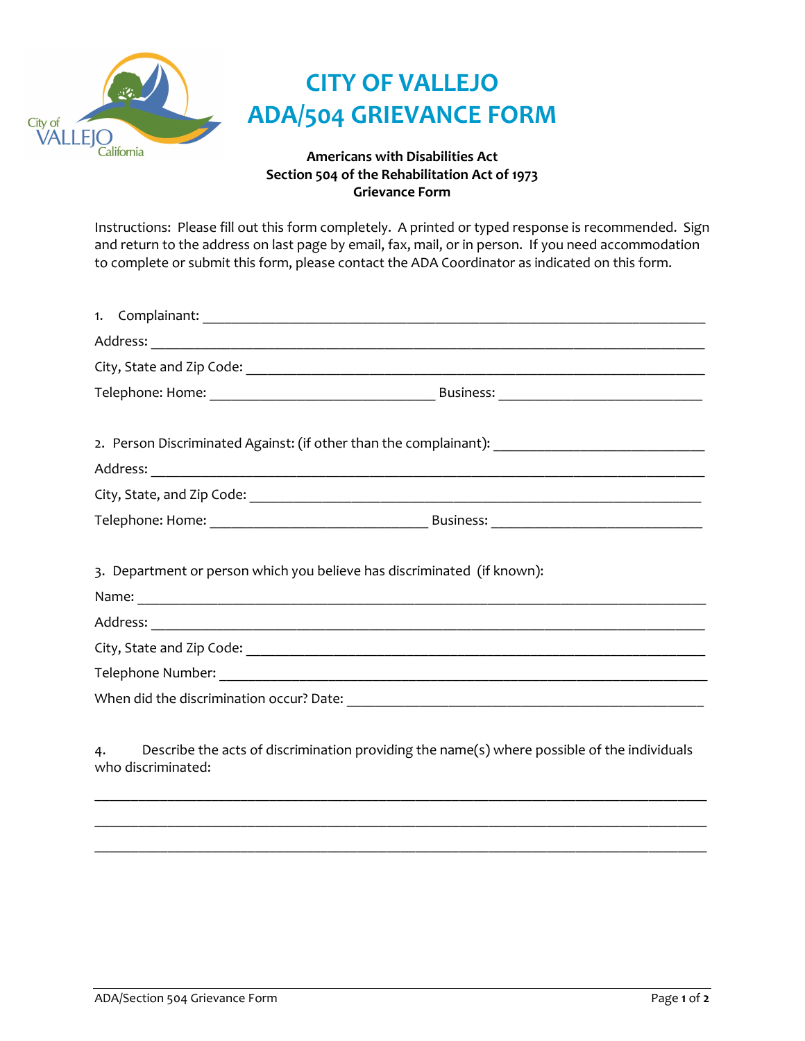# CITY OF VALLEJO
# ADA/504 GRIEVANCE FORM

**Americans with Disabilities Act**
**Section 504 of the Rehabilitation Act of 1973**
**Grievance Form**

Instructions: Please fill out this form completely. A printed or typed response is recommended. Sign and return to the address on last page by email, fax, mail, or in person. If you need accommodation to complete or submit this form, please contact the ADA Coordinator as indicated on this form.

1. Complainant: ______________________________________________

Address: ______________________________________________

City, State and Zip Code: ______________________________________________

Telephone: Home: ______________________ Business: ______________________

2. Person Discriminated Against: (if other than the complainant): ______________________

Address: ______________________________________________

City, State, and Zip Code: ______________________________________________

Telephone: Home: ______________________ Business: ______________________

3. Department or person which you believe has discriminated (if known):

Name: ______________________________________________

Address: ______________________________________________

City, State and Zip Code: ______________________________________________

Telephone Number: ______________________________________________

When did the discrimination occur? Date: ______________________________________________

4. Describe the acts of discrimination providing the name(s) where possible of the individuals who discriminated:

______________________________________________

______________________________________________

______________________________________________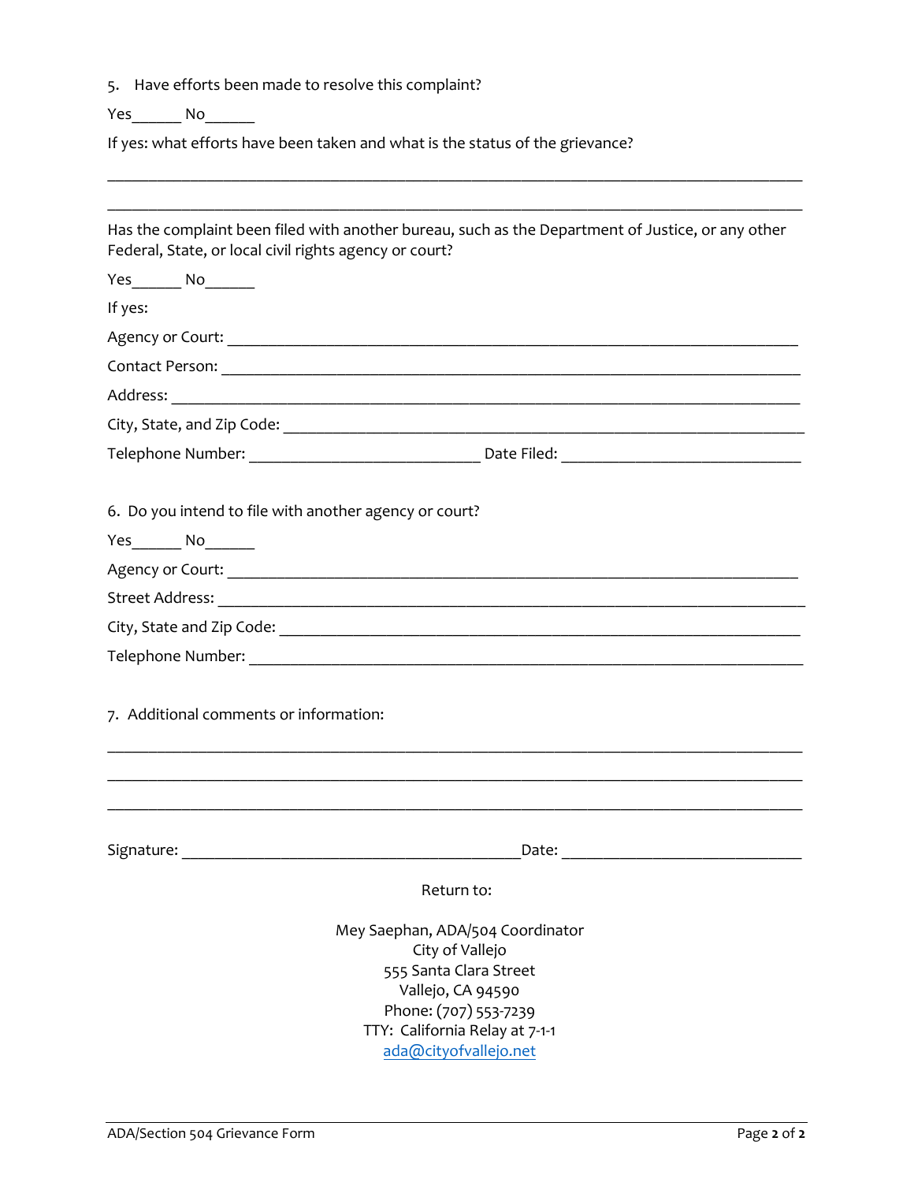5. Have efforts been made to resolve this complaint?

Yes______ No______

If yes: what efforts have been taken and what is the status of the grievance?

___________________________________________________________________________

___________________________________________________________________________

Has the complaint been filed with another bureau, such as the Department of Justice, or any other Federal, State, or local civil rights agency or court?

Yes______ No______

If yes:

Agency or Court: ___________________________________________________________

Contact Person: ____________________________________________________________

Address: _________________________________________________________________

City, State, and Zip Code: ____________________________________________________

Telephone Number: ___________________________ Date Filed: ____________________________

6. Do you intend to file with another agency or court?

Yes______ No______

Agency or Court: ___________________________________________________________

Street Address: _____________________________________________________________

City, State and Zip Code: _____________________________________________________

Telephone Number: __________________________________________________________

7. Additional comments or information:

___________________________________________________________________________

___________________________________________________________________________

___________________________________________________________________________

Signature: ________________________________________Date: ____________________________

Return to:

Mey Saephan, ADA/504 Coordinator
City of Vallejo
555 Santa Clara Street
Vallejo, CA 94590
Phone: (707) 553-7239
TTY: California Relay at 7-1-1
ada@cityofvallejo.net